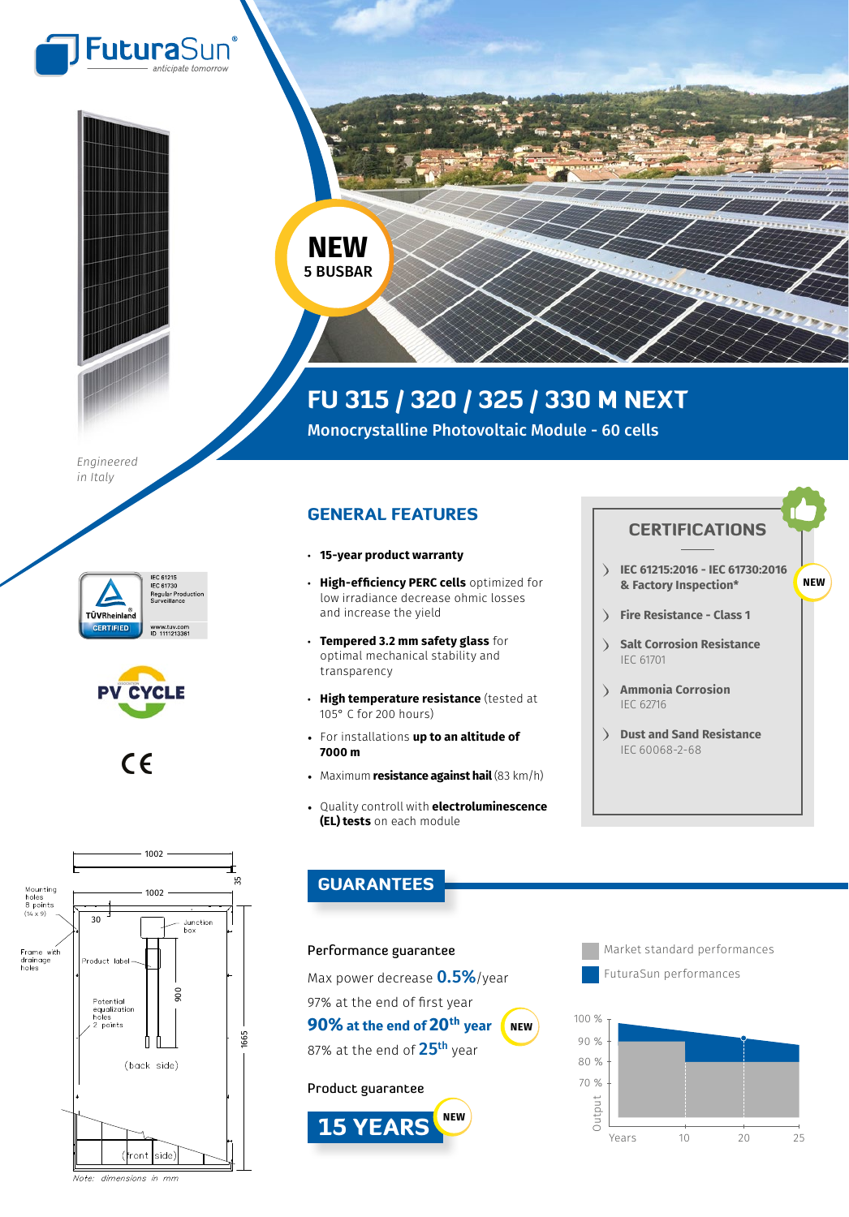FuturaSun® anticipate tomorrow

NEW 5 BUSBAR

# FU 315 / 320 / 325 / 330 M NEXT

Monocrystalline Photovoltaic Module - 60 cells

*Engineered in Italy*

## GENERAL FEATURES

- **15-year product warranty**
- **High-efficiency PERC cells** optimized for low irradiance decrease ohmic losses and increase the yield
- **Tempered 3.2 mm safety glass** for optimal mechanical stability and transparency
- **High temperature resistance** (tested at 105° C for 200 hours)
- For installations **up to an altitude of 7000 m**
- Maximum **resistance against hail** (83 km/h)
- Quality controll with **electroluminescence (EL) tests** on each module

## CERTIFICATIONS

- **IEC 61215:2016 - IEC 61730:2016 & Factory Inspection*** NEW
- **Fire Resistance - Class 1**
- **Salt Corrosion Resistance** IEC 61701
- **Ammonia Corrosion** IEC 62716
- **Dust and Sand Resistance** IEC 60068-2-68

TÜVRheinland CERTIFIED — IEC 61215, IEC 61730, Regular Production Surveillance, www.tuv.com ID 1111213381

PV CYCLE

CE

Dimensions: 1002, 35, 1665, 30, 900. Mounting holes 8 points (14 x 9); Frame with drainage holes; Junction box; Product label; Potential equalization holes 2 points; (back side); (front side)

Note: dimensions in mm

## GUARANTEES

Performance guarantee

Max power decrease **0.5%**/year

97% at the end of first year

**90% at the end of 20th year** NEW

87% at the end of **25th** year

Product guarantee

**15 YEARS** NEW

Market standard performances

FuturaSun performances

Output: 100 %, 90 %, 80 %, 70 %; Years: 10, 20, 25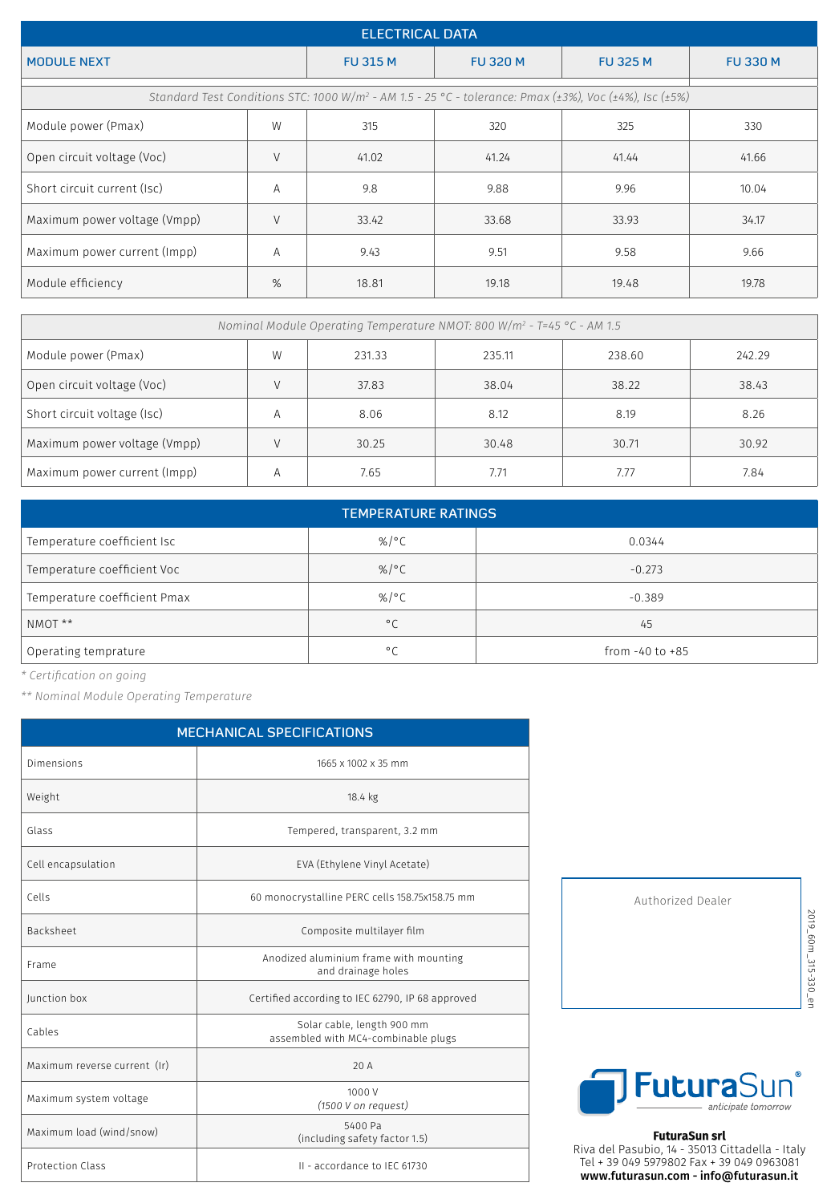## ELECTRICAL DATA

| MODULE NEXT | | FU 315 M | FU 320 M | FU 325 M | FU 330 M |
|---|---|---|---|---|---|
| *Standard Test Conditions STC: 1000 W/m² - AM 1.5 - 25 °C - tolerance: Pmax (±3%), Voc (±4%), Isc (±5%)* | | | | | |
| Module power (Pmax) | W | 315 | 320 | 325 | 330 |
| Open circuit voltage (Voc) | V | 41.02 | 41.24 | 41.44 | 41.66 |
| Short circuit current (Isc) | A | 9.8 | 9.88 | 9.96 | 10.04 |
| Maximum power voltage (Vmpp) | V | 33.42 | 33.68 | 33.93 | 34.17 |
| Maximum power current (Impp) | A | 9.43 | 9.51 | 9.58 | 9.66 |
| Module efficiency | % | 18.81 | 19.18 | 19.48 | 19.78 |

| *Nominal Module Operating Temperature NMOT: 800 W/m² - T=45 °C - AM 1.5* | | | | | |
|---|---|---|---|---|---|
| Module power (Pmax) | W | 231.33 | 235.11 | 238.60 | 242.29 |
| Open circuit voltage (Voc) | V | 37.83 | 38.04 | 38.22 | 38.43 |
| Short circuit voltage (Isc) | A | 8.06 | 8.12 | 8.19 | 8.26 |
| Maximum power voltage (Vmpp) | V | 30.25 | 30.48 | 30.71 | 30.92 |
| Maximum power current (Impp) | A | 7.65 | 7.71 | 7.77 | 7.84 |

## TEMPERATURE RATINGS

| | | |
|---|---|---|
| Temperature coefficient Isc | %/°C | 0.0344 |
| Temperature coefficient Voc | %/°C | -0.273 |
| Temperature coefficient Pmax | %/°C | -0.389 |
| NMOT ** | °C | 45 |
| Operating temprature | °C | from -40 to +85 |

*\* Certification on going*

*\*\* Nominal Module Operating Temperature*

## MECHANICAL SPECIFICATIONS

| | |
|---|---|
| Dimensions | 1665 x 1002 x 35 mm |
| Weight | 18.4 kg |
| Glass | Tempered, transparent, 3.2 mm |
| Cell encapsulation | EVA (Ethylene Vinyl Acetate) |
| Cells | 60 monocrystalline PERC cells 158.75x158.75 mm |
| Backsheet | Composite multilayer film |
| Frame | Anodized aluminium frame with mounting and drainage holes |
| Junction box | Certified according to IEC 62790, IP 68 approved |
| Cables | Solar cable, length 900 mm assembled with MC4-combinable plugs |
| Maximum reverse current (Ir) | 20 A |
| Maximum system voltage | 1000 V *(1500 V on request)* |
| Maximum load (wind/snow) | 5400 Pa (including safety factor 1.5) |
| Protection Class | II - accordance to IEC 61730 |

Authorized Dealer

2019_60m_315-330_en

FuturaSun® anticipate tomorrow

**FuturaSun srl**
Riva del Pasubio, 14 - 35013 Cittadella - Italy
Tel + 39 049 5979802 Fax + 39 049 0963081
**www.futurasun.com - info@futurasun.it**